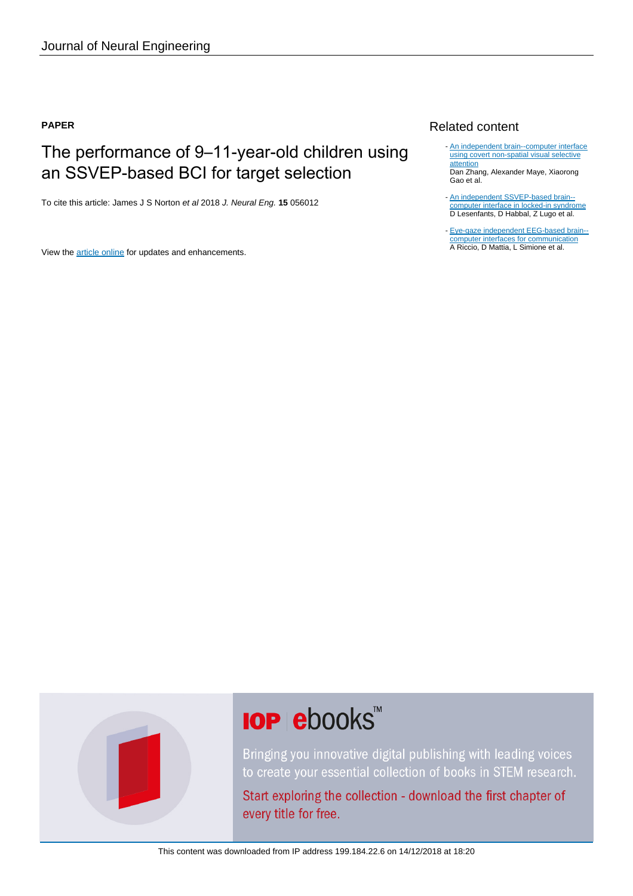Journal of Neural Engineering

**PAPER**

# The performance of 9–11-year-old children using an SSVEP-based BCI for target selection

To cite this article: James J S Norton *et al* 2018 *J. Neural Eng.* **15** 056012

View the article online for updates and enhancements.

## Related content

- An independent brain--computer interface using covert non-spatial visual selective attention
  Dan Zhang, Alexander Maye, Xiaorong Gao et al.
- An independent SSVEP-based brain--computer interface in locked-in syndrome
  D Lesenfants, D Habbal, Z Lugo et al.
- Eye-gaze independent EEG-based brain--computer interfaces for communication
  A Riccio, D Mattia, L Simione et al.

IOP ebooks™

Bringing you innovative digital publishing with leading voices to create your essential collection of books in STEM research.

Start exploring the collection - download the first chapter of every title for free.

This content was downloaded from IP address 199.184.22.6 on 14/12/2018 at 18:20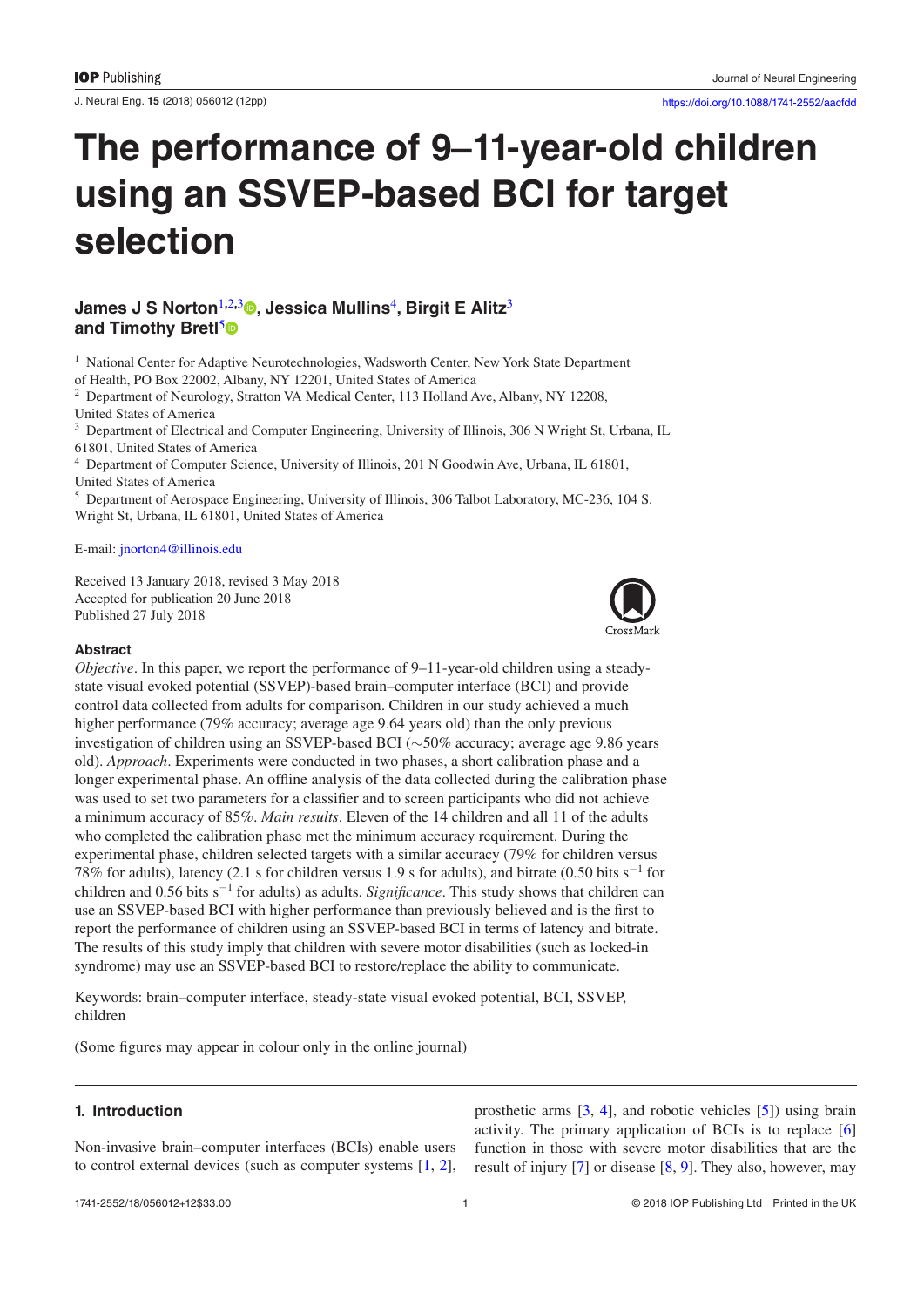# The performance of 9–11-year-old children using an SSVEP-based BCI for target selection

**James J S Norton**[1,2,3], **Jessica Mullins**[4], **Birgit E Alitz**[3] **and Timothy Bretl**[5]

[1] National Center for Adaptive Neurotechnologies, Wadsworth Center, New York State Department of Health, PO Box 22002, Albany, NY 12201, United States of America

[2] Department of Neurology, Stratton VA Medical Center, 113 Holland Ave, Albany, NY 12208, United States of America

[3] Department of Electrical and Computer Engineering, University of Illinois, 306 N Wright St, Urbana, IL 61801, United States of America

[4] Department of Computer Science, University of Illinois, 201 N Goodwin Ave, Urbana, IL 61801, United States of America

[5] Department of Aerospace Engineering, University of Illinois, 306 Talbot Laboratory, MC-236, 104 S. Wright St, Urbana, IL 61801, United States of America

E-mail: jnorton4@illinois.edu

Received 13 January 2018, revised 3 May 2018
Accepted for publication 20 June 2018
Published 27 July 2018

### Abstract

*Objective*. In this paper, we report the performance of 9–11-year-old children using a steady-state visual evoked potential (SSVEP)-based brain–computer interface (BCI) and provide control data collected from adults for comparison. Children in our study achieved a much higher performance (79% accuracy; average age 9.64 years old) than the only previous investigation of children using an SSVEP-based BCI (∼50% accuracy; average age 9.86 years old). *Approach*. Experiments were conducted in two phases, a short calibration phase and a longer experimental phase. An offline analysis of the data collected during the calibration phase was used to set two parameters for a classifier and to screen participants who did not achieve a minimum accuracy of 85%. *Main results*. Eleven of the 14 children and all 11 of the adults who completed the calibration phase met the minimum accuracy requirement. During the experimental phase, children selected targets with a similar accuracy (79% for children versus 78% for adults), latency (2.1 s for children versus 1.9 s for adults), and bitrate (0.50 bits $s^{-1}$ for children and 0.56 bits $s^{-1}$ for adults) as adults. *Significance*. This study shows that children can use an SSVEP-based BCI with higher performance than previously believed and is the first to report the performance of children using an SSVEP-based BCI in terms of latency and bitrate. The results of this study imply that children with severe motor disabilities (such as locked-in syndrome) may use an SSVEP-based BCI to restore/replace the ability to communicate.

Keywords: brain–computer interface, steady-state visual evoked potential, BCI, SSVEP, children

(Some figures may appear in colour only in the online journal)

## 1. Introduction

Non-invasive brain–computer interfaces (BCIs) enable users to control external devices (such as computer systems [1, 2], prosthetic arms [3, 4], and robotic vehicles [5]) using brain activity. The primary application of BCIs is to replace [6] function in those with severe motor disabilities that are the result of injury [7] or disease [8, 9]. They also, however, may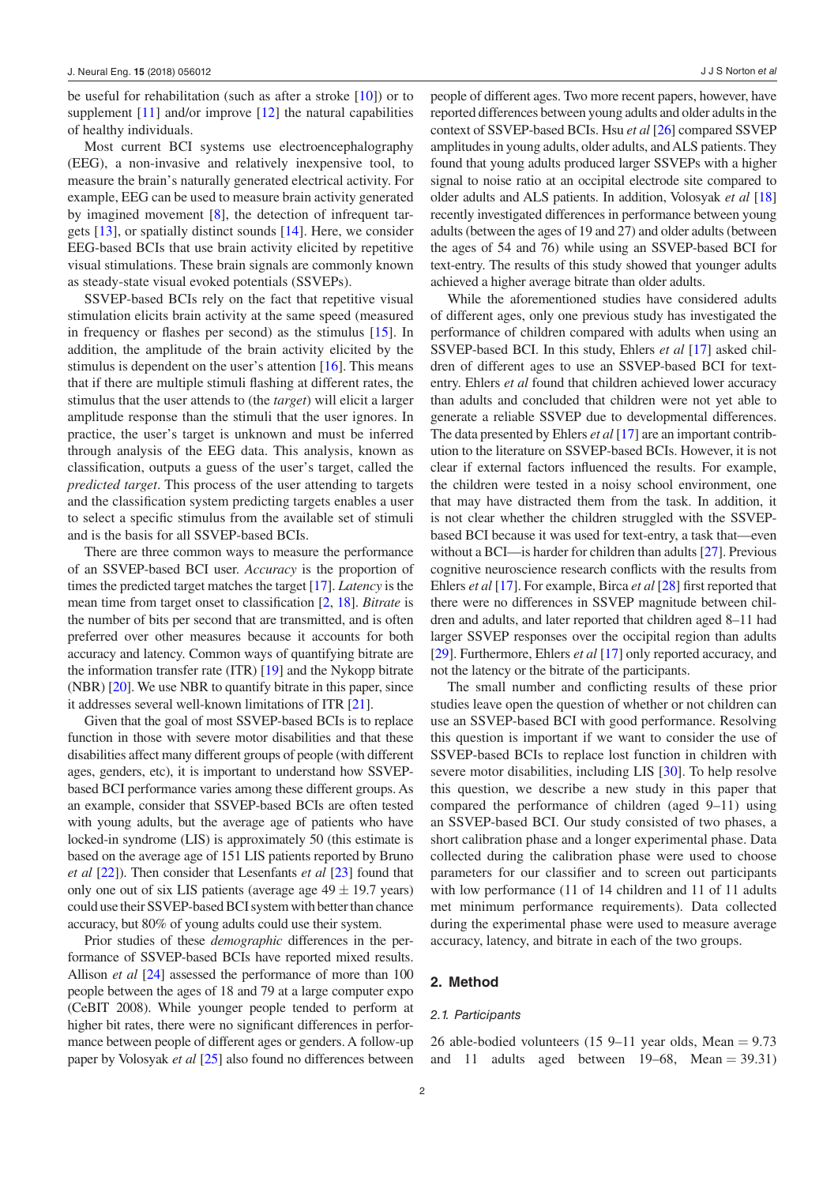be useful for rehabilitation (such as after a stroke [10]) or to supplement [11] and/or improve [12] the natural capabilities of healthy individuals.

Most current BCI systems use electroencephalography (EEG), a non-invasive and relatively inexpensive tool, to measure the brain's naturally generated electrical activity. For example, EEG can be used to measure brain activity generated by imagined movement [8], the detection of infrequent targets [13], or spatially distinct sounds [14]. Here, we consider EEG-based BCIs that use brain activity elicited by repetitive visual stimulations. These brain signals are commonly known as steady-state visual evoked potentials (SSVEPs).

SSVEP-based BCIs rely on the fact that repetitive visual stimulation elicits brain activity at the same speed (measured in frequency or flashes per second) as the stimulus [15]. In addition, the amplitude of the brain activity elicited by the stimulus is dependent on the user's attention [16]. This means that if there are multiple stimuli flashing at different rates, the stimulus that the user attends to (the *target*) will elicit a larger amplitude response than the stimuli that the user ignores. In practice, the user's target is unknown and must be inferred through analysis of the EEG data. This analysis, known as classification, outputs a guess of the user's target, called the *predicted target*. This process of the user attending to targets and the classification system predicting targets enables a user to select a specific stimulus from the available set of stimuli and is the basis for all SSVEP-based BCIs.

There are three common ways to measure the performance of an SSVEP-based BCI user. *Accuracy* is the proportion of times the predicted target matches the target [17]. *Latency* is the mean time from target onset to classification [2, 18]. *Bitrate* is the number of bits per second that are transmitted, and is often preferred over other measures because it accounts for both accuracy and latency. Common ways of quantifying bitrate are the information transfer rate (ITR) [19] and the Nykopp bitrate (NBR) [20]. We use NBR to quantify bitrate in this paper, since it addresses several well-known limitations of ITR [21].

Given that the goal of most SSVEP-based BCIs is to replace function in those with severe motor disabilities and that these disabilities affect many different groups of people (with different ages, genders, etc), it is important to understand how SSVEP-based BCI performance varies among these different groups. As an example, consider that SSVEP-based BCIs are often tested with young adults, but the average age of patients who have locked-in syndrome (LIS) is approximately 50 (this estimate is based on the average age of 151 LIS patients reported by Bruno *et al* [22]). Then consider that Lesenfants *et al* [23] found that only one out of six LIS patients (average age 49 ± 19.7 years) could use their SSVEP-based BCI system with better than chance accuracy, but 80% of young adults could use their system.

Prior studies of these *demographic* differences in the performance of SSVEP-based BCIs have reported mixed results. Allison *et al* [24] assessed the performance of more than 100 people between the ages of 18 and 79 at a large computer expo (CeBIT 2008). While younger people tended to perform at higher bit rates, there were no significant differences in performance between people of different ages or genders. A follow-up paper by Volosyak *et al* [25] also found no differences between people of different ages. Two more recent papers, however, have reported differences between young adults and older adults in the context of SSVEP-based BCIs. Hsu *et al* [26] compared SSVEP amplitudes in young adults, older adults, and ALS patients. They found that young adults produced larger SSVEPs with a higher signal to noise ratio at an occipital electrode site compared to older adults and ALS patients. In addition, Volosyak *et al* [18] recently investigated differences in performance between young adults (between the ages of 19 and 27) and older adults (between the ages of 54 and 76) while using an SSVEP-based BCI for text-entry. The results of this study showed that younger adults achieved a higher average bitrate than older adults.

While the aforementioned studies have considered adults of different ages, only one previous study has investigated the performance of children compared with adults when using an SSVEP-based BCI. In this study, Ehlers *et al* [17] asked children of different ages to use an SSVEP-based BCI for text-entry. Ehlers *et al* found that children achieved lower accuracy than adults and concluded that children were not yet able to generate a reliable SSVEP due to developmental differences. The data presented by Ehlers *et al* [17] are an important contribution to the literature on SSVEP-based BCIs. However, it is not clear if external factors influenced the results. For example, the children were tested in a noisy school environment, one that may have distracted them from the task. In addition, it is not clear whether the children struggled with the SSVEP-based BCI because it was used for text-entry, a task that—even without a BCI—is harder for children than adults [27]. Previous cognitive neuroscience research conflicts with the results from Ehlers *et al* [17]. For example, Birca *et al* [28] first reported that there were no differences in SSVEP magnitude between children and adults, and later reported that children aged 8–11 had larger SSVEP responses over the occipital region than adults [29]. Furthermore, Ehlers *et al* [17] only reported accuracy, and not the latency or the bitrate of the participants.

The small number and conflicting results of these prior studies leave open the question of whether or not children can use an SSVEP-based BCI with good performance. Resolving this question is important if we want to consider the use of SSVEP-based BCIs to replace lost function in children with severe motor disabilities, including LIS [30]. To help resolve this question, we describe a new study in this paper that compared the performance of children (aged 9–11) using an SSVEP-based BCI. Our study consisted of two phases, a short calibration phase and a longer experimental phase. Data collected during the calibration phase were used to choose parameters for our classifier and to screen out participants with low performance (11 of 14 children and 11 of 11 adults met minimum performance requirements). Data collected during the experimental phase were used to measure average accuracy, latency, and bitrate in each of the two groups.

## 2. Method

### 2.1. Participants

26 able-bodied volunteers (15 9–11 year olds, Mean = 9.73 and 11 adults aged between 19–68, Mean = 39.31)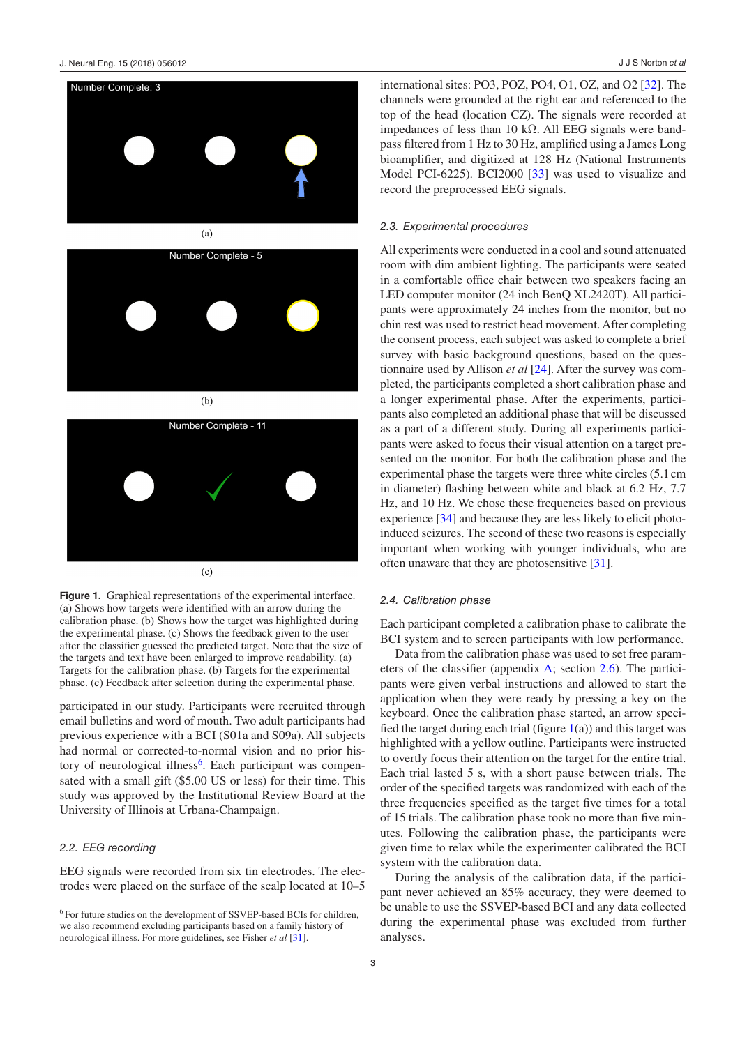Number Complete: 3

(a)

Number Complete - 5

(b)

Number Complete - 11

(c)

**Figure 1.** Graphical representations of the experimental interface. (a) Shows how targets were identified with an arrow during the calibration phase. (b) Shows how the target was highlighted during the experimental phase. (c) Shows the feedback given to the user after the classifier guessed the predicted target. Note that the size of the targets and text have been enlarged to improve readability. (a) Targets for the calibration phase. (b) Targets for the experimental phase. (c) Feedback after selection during the experimental phase.

participated in our study. Participants were recruited through email bulletins and word of mouth. Two adult participants had previous experience with a BCI (S01a and S09a). All subjects had normal or corrected-to-normal vision and no prior history of neurological illness[6]. Each participant was compensated with a small gift ($5.00 US or less) for their time. This study was approved by the Institutional Review Board at the University of Illinois at Urbana-Champaign.

### 2.2. EEG recording

EEG signals were recorded from six tin electrodes. The electrodes were placed on the surface of the scalp located at 10–5 international sites: PO3, POZ, PO4, O1, OZ, and O2 [32]. The channels were grounded at the right ear and referenced to the top of the head (location CZ). The signals were recorded at impedances of less than 10 kΩ. All EEG signals were band-pass filtered from 1 Hz to 30 Hz, amplified using a James Long bioamplifier, and digitized at 128 Hz (National Instruments Model PCI-6225). BCI2000 [33] was used to visualize and record the preprocessed EEG signals.

### 2.3. Experimental procedures

All experiments were conducted in a cool and sound attenuated room with dim ambient lighting. The participants were seated in a comfortable office chair between two speakers facing an LED computer monitor (24 inch BenQ XL2420T). All participants were approximately 24 inches from the monitor, but no chin rest was used to restrict head movement. After completing the consent process, each subject was asked to complete a brief survey with basic background questions, based on the questionnaire used by Allison *et al* [24]. After the survey was completed, the participants completed a short calibration phase and a longer experimental phase. After the experiments, participants also completed an additional phase that will be discussed as a part of a different study. During all experiments participants were asked to focus their visual attention on a target presented on the monitor. For both the calibration phase and the experimental phase the targets were three white circles (5.1 cm in diameter) flashing between white and black at 6.2 Hz, 7.7 Hz, and 10 Hz. We chose these frequencies based on previous experience [34] and because they are less likely to elicit photo-induced seizures. The second of these two reasons is especially important when working with younger individuals, who are often unaware that they are photosensitive [31].

### 2.4. Calibration phase

Each participant completed a calibration phase to calibrate the BCI system and to screen participants with low performance.

Data from the calibration phase was used to set free parameters of the classifier (appendix A; section 2.6). The participants were given verbal instructions and allowed to start the application when they were ready by pressing a key on the keyboard. Once the calibration phase started, an arrow specified the target during each trial (figure 1(a)) and this target was highlighted with a yellow outline. Participants were instructed to overtly focus their attention on the target for the entire trial. Each trial lasted 5 s, with a short pause between trials. The order of the specified targets was randomized with each of the three frequencies specified as the target five times for a total of 15 trials. The calibration phase took no more than five minutes. Following the calibration phase, the participants were given time to relax while the experimenter calibrated the BCI system with the calibration data.

During the analysis of the calibration data, if the participant never achieved an 85% accuracy, they were deemed to be unable to use the SSVEP-based BCI and any data collected during the experimental phase was excluded from further analyses.

[6] For future studies on the development of SSVEP-based BCIs for children, we also recommend excluding participants based on a family history of neurological illness. For more guidelines, see Fisher *et al* [31].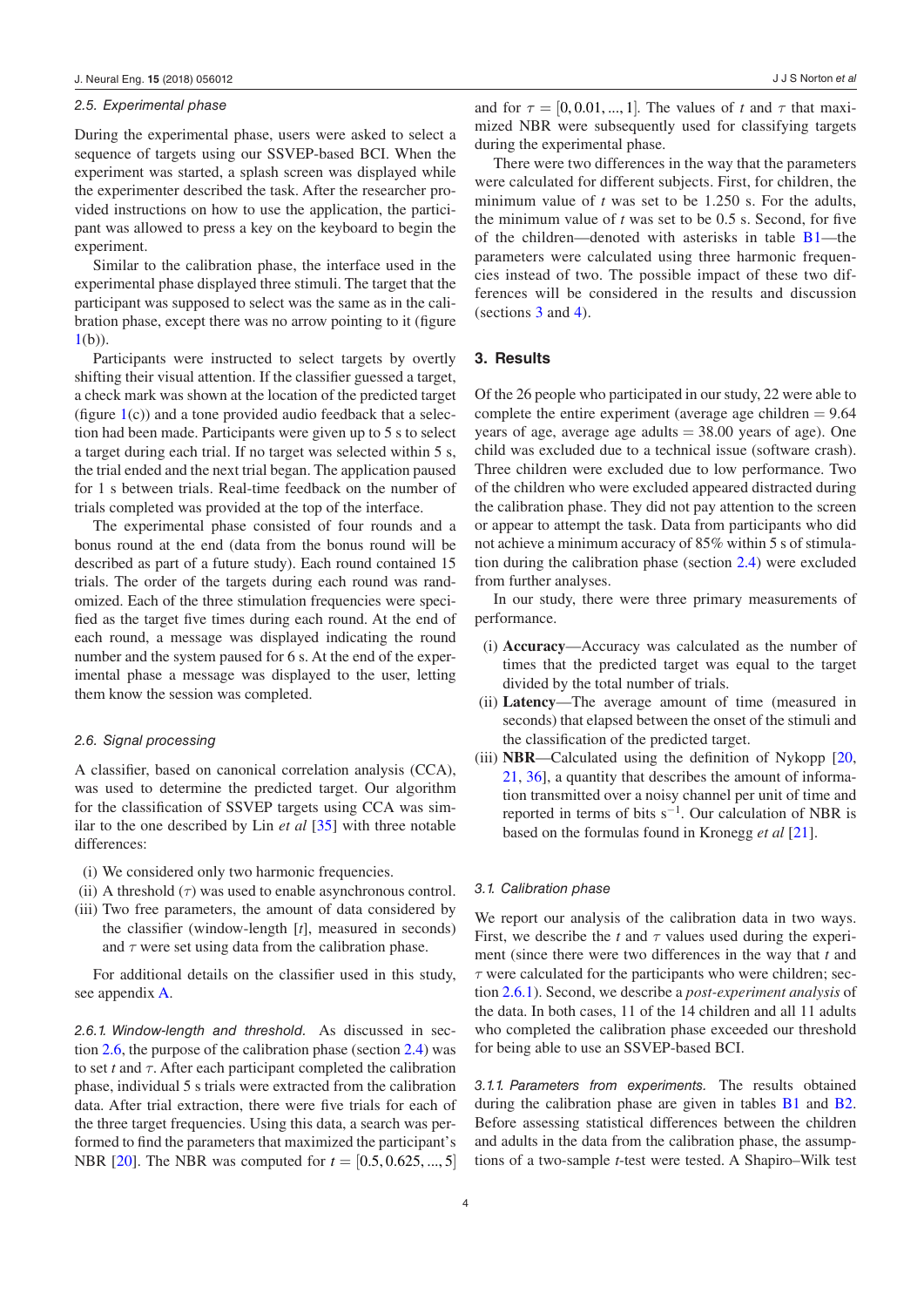### 2.5. Experimental phase

During the experimental phase, users were asked to select a sequence of targets using our SSVEP-based BCI. When the experiment was started, a splash screen was displayed while the experimenter described the task. After the researcher provided instructions on how to use the application, the participant was allowed to press a key on the keyboard to begin the experiment.

Similar to the calibration phase, the interface used in the experimental phase displayed three stimuli. The target that the participant was supposed to select was the same as in the calibration phase, except there was no arrow pointing to it (figure 1(b)).

Participants were instructed to select targets by overtly shifting their visual attention. If the classifier guessed a target, a check mark was shown at the location of the predicted target (figure 1(c)) and a tone provided audio feedback that a selection had been made. Participants were given up to 5 s to select a target during each trial. If no target was selected within 5 s, the trial ended and the next trial began. The application paused for 1 s between trials. Real-time feedback on the number of trials completed was provided at the top of the interface.

The experimental phase consisted of four rounds and a bonus round at the end (data from the bonus round will be described as part of a future study). Each round contained 15 trials. The order of the targets during each round was randomized. Each of the three stimulation frequencies were specified as the target five times during each round. At the end of each round, a message was displayed indicating the round number and the system paused for 6 s. At the end of the experimental phase a message was displayed to the user, letting them know the session was completed.

### 2.6. Signal processing

A classifier, based on canonical correlation analysis (CCA), was used to determine the predicted target. Our algorithm for the classification of SSVEP targets using CCA was similar to the one described by Lin *et al* [35] with three notable differences:

(i) We considered only two harmonic frequencies.
(ii) A threshold ($\tau$) was used to enable asynchronous control.
(iii) Two free parameters, the amount of data considered by the classifier (window-length [$t$], measured in seconds) and $\tau$ were set using data from the calibration phase.

For additional details on the classifier used in this study, see appendix A.

*2.6.1. Window-length and threshold.* As discussed in section 2.6, the purpose of the calibration phase (section 2.4) was to set $t$ and $\tau$. After each participant completed the calibration phase, individual 5 s trials were extracted from the calibration data. After trial extraction, there were five trials for each of the three target frequencies. Using this data, a search was performed to find the parameters that maximized the participant's NBR [20]. The NBR was computed for $t = [0.5, 0.625, ..., 5]$ and for $\tau = [0, 0.01, ..., 1]$. The values of $t$ and $\tau$ that maximized NBR were subsequently used for classifying targets during the experimental phase.

There were two differences in the way that the parameters were calculated for different subjects. First, for children, the minimum value of $t$ was set to be 1.250 s. For the adults, the minimum value of $t$ was set to be 0.5 s. Second, for five of the children—denoted with asterisks in table B1—the parameters were calculated using three harmonic frequencies instead of two. The possible impact of these two differences will be considered in the results and discussion (sections 3 and 4).

## 3. Results

Of the 26 people who participated in our study, 22 were able to complete the entire experiment (average age children = 9.64 years of age, average age adults = 38.00 years of age). One child was excluded due to a technical issue (software crash). Three children were excluded due to low performance. Two of the children who were excluded appeared distracted during the calibration phase. They did not pay attention to the screen or appear to attempt the task. Data from participants who did not achieve a minimum accuracy of 85% within 5 s of stimulation during the calibration phase (section 2.4) were excluded from further analyses.

In our study, there were three primary measurements of performance.

(i) **Accuracy**—Accuracy was calculated as the number of times that the predicted target was equal to the target divided by the total number of trials.
(ii) **Latency**—The average amount of time (measured in seconds) that elapsed between the onset of the stimuli and the classification of the predicted target.
(iii) **NBR**—Calculated using the definition of Nykopp [20, 21, 36], a quantity that describes the amount of information transmitted over a noisy channel per unit of time and reported in terms of bits $s^{-1}$. Our calculation of NBR is based on the formulas found in Kronegg *et al* [21].

### 3.1. Calibration phase

We report our analysis of the calibration data in two ways. First, we describe the $t$ and $\tau$ values used during the experiment (since there were two differences in the way that $t$ and $\tau$ were calculated for the participants who were children; section 2.6.1). Second, we describe a *post-experiment analysis* of the data. In both cases, 11 of the 14 children and all 11 adults who completed the calibration phase exceeded our threshold for being able to use an SSVEP-based BCI.

*3.1.1. Parameters from experiments.* The results obtained during the calibration phase are given in tables B1 and B2. Before assessing statistical differences between the children and adults in the data from the calibration phase, the assumptions of a two-sample $t$-test were tested. A Shapiro–Wilk test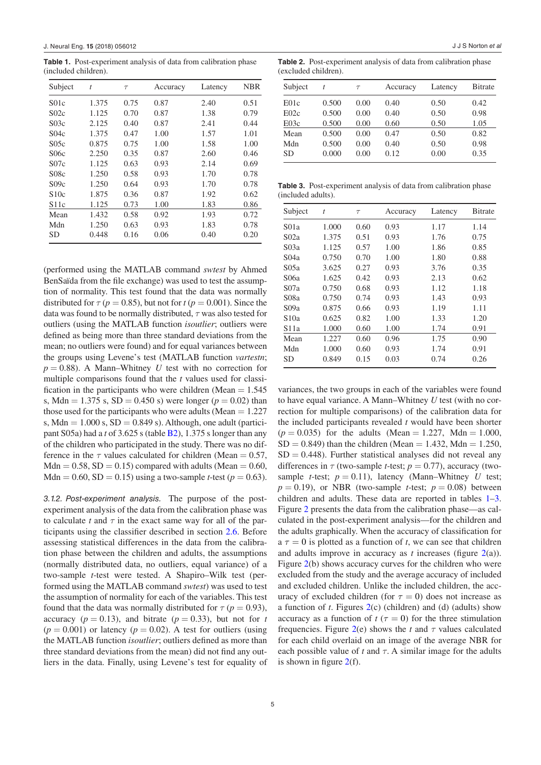**Table 1.** Post-experiment analysis of data from calibration phase (included children).

| Subject | $t$ | $\tau$ | Accuracy | Latency | NBR |
|---|---|---|---|---|---|
| S01c | 1.375 | 0.75 | 0.87 | 2.40 | 0.51 |
| S02c | 1.125 | 0.70 | 0.87 | 1.38 | 0.79 |
| S03c | 2.125 | 0.40 | 0.87 | 2.41 | 0.44 |
| S04c | 1.375 | 0.47 | 1.00 | 1.57 | 1.01 |
| S05c | 0.875 | 0.75 | 1.00 | 1.58 | 1.00 |
| S06c | 2.250 | 0.35 | 0.87 | 2.60 | 0.46 |
| S07c | 1.125 | 0.63 | 0.93 | 2.14 | 0.69 |
| S08c | 1.250 | 0.58 | 0.93 | 1.70 | 0.78 |
| S09c | 1.250 | 0.64 | 0.93 | 1.70 | 0.78 |
| S10c | 1.875 | 0.36 | 0.87 | 1.92 | 0.62 |
| S11c | 1.125 | 0.73 | 1.00 | 1.83 | 0.86 |
| Mean | 1.432 | 0.58 | 0.92 | 1.93 | 0.72 |
| Mdn | 1.250 | 0.63 | 0.93 | 1.83 | 0.78 |
| SD | 0.448 | 0.16 | 0.06 | 0.40 | 0.20 |

(performed using the MATLAB command *swtest* by Ahmed BenSaïda from the file exchange) was used to test the assumption of normality. This test found that the data was normally distributed for $\tau$ ($p = 0.85$), but not for $t$ ($p = 0.001$). Since the data was found to be normally distributed, $\tau$ was also tested for outliers (using the MATLAB function *isoutlier*; outliers were defined as being more than three standard deviations from the mean; no outliers were found) and for equal variances between the groups using Levene's test (MATLAB function *vartestn*; $p = 0.88$). A Mann–Whitney $U$ test with no correction for multiple comparisons found that the $t$ values used for classification in the participants who were children (Mean = 1.545 s, Mdn = 1.375 s, SD = 0.450 s) were longer ($p = 0.02$) than those used for the participants who were adults (Mean = 1.227 s, Mdn = 1.000 s, SD = 0.849 s). Although, one adult (participant S05a) had a $t$ of 3.625 s (table B2), 1.375 s longer than any of the children who participated in the study. There was no difference in the $\tau$ values calculated for children (Mean = 0.57, Mdn = 0.58, SD = 0.15) compared with adults (Mean = 0.60, Mdn = 0.60, SD = 0.15) using a two-sample $t$-test ($p = 0.63$).

*3.1.2. Post-experiment analysis.* The purpose of the post-experiment analysis of the data from the calibration phase was to calculate $t$ and $\tau$ in the exact same way for all of the participants using the classifier described in section 2.6. Before assessing statistical differences in the data from the calibration phase between the children and adults, the assumptions (normally distributed data, no outliers, equal variance) of a two-sample $t$-test were tested. A Shapiro–Wilk test (performed using the MATLAB command *swtest*) was used to test the assumption of normality for each of the variables. This test found that the data was normally distributed for $\tau$ ($p = 0.93$), accuracy ($p = 0.13$), and bitrate ($p = 0.33$), but not for $t$ ($p = 0.001$) or latency ($p = 0.02$). A test for outliers (using the MATLAB function *isoutlier*; outliers defined as more than three standard deviations from the mean) did not find any outliers in the data. Finally, using Levene's test for equality of variances, the two groups in each of the variables were found to have equal variance. A Mann–Whitney $U$ test (with no correction for multiple comparisons) of the calibration data for the included participants revealed $t$ would have been shorter ($p = 0.035$) for the adults (Mean = 1.227, Mdn = 1.000, SD = 0.849) than the children (Mean = 1.432, Mdn = 1.250, SD = 0.448). Further statistical analyses did not reveal any differences in $\tau$ (two-sample $t$-test; $p = 0.77$), accuracy (two-sample $t$-test; $p = 0.11$), latency (Mann–Whitney $U$ test; $p = 0.19$), or NBR (two-sample $t$-test; $p = 0.08$) between children and adults. These data are reported in tables 1–3. Figure 2 presents the data from the calibration phase—as calculated in the post-experiment analysis—for the children and the adults graphically. When the accuracy of classification for a $\tau = 0$ is plotted as a function of $t$, we can see that children and adults improve in accuracy as $t$ increases (figure 2(a)). Figure 2(b) shows accuracy curves for the children who were excluded from the study and the average accuracy of included and excluded children. Unlike the included children, the accuracy of excluded children (for $\tau = 0$) does not increase as a function of $t$. Figures 2(c) (children) and (d) (adults) show accuracy as a function of $t$ ($\tau = 0$) for the three stimulation frequencies. Figure 2(e) shows the $t$ and $\tau$ values calculated for each child overlaid on an image of the average NBR for each possible value of $t$ and $\tau$. A similar image for the adults is shown in figure 2(f).

**Table 2.** Post-experiment analysis of data from calibration phase (excluded children).

| Subject | $t$ | $\tau$ | Accuracy | Latency | Bitrate |
|---|---|---|---|---|---|
| E01c | 0.500 | 0.00 | 0.40 | 0.50 | 0.42 |
| E02c | 0.500 | 0.00 | 0.40 | 0.50 | 0.98 |
| E03c | 0.500 | 0.00 | 0.60 | 0.50 | 1.05 |
| Mean | 0.500 | 0.00 | 0.47 | 0.50 | 0.82 |
| Mdn | 0.500 | 0.00 | 0.40 | 0.50 | 0.98 |
| SD | 0.000 | 0.00 | 0.12 | 0.00 | 0.35 |

**Table 3.** Post-experiment analysis of data from calibration phase (included adults).

| Subject | $t$ | $\tau$ | Accuracy | Latency | Bitrate |
|---|---|---|---|---|---|
| S01a | 1.000 | 0.60 | 0.93 | 1.17 | 1.14 |
| S02a | 1.375 | 0.51 | 0.93 | 1.76 | 0.75 |
| S03a | 1.125 | 0.57 | 1.00 | 1.86 | 0.85 |
| S04a | 0.750 | 0.70 | 1.00 | 1.80 | 0.88 |
| S05a | 3.625 | 0.27 | 0.93 | 3.76 | 0.35 |
| S06a | 1.625 | 0.42 | 0.93 | 2.13 | 0.62 |
| S07a | 0.750 | 0.68 | 0.93 | 1.12 | 1.18 |
| S08a | 0.750 | 0.74 | 0.93 | 1.43 | 0.93 |
| S09a | 0.875 | 0.66 | 0.93 | 1.19 | 1.11 |
| S10a | 0.625 | 0.82 | 1.00 | 1.33 | 1.20 |
| S11a | 1.000 | 0.60 | 1.00 | 1.74 | 0.91 |
| Mean | 1.227 | 0.60 | 0.96 | 1.75 | 0.90 |
| Mdn | 1.000 | 0.60 | 0.93 | 1.74 | 0.91 |
| SD | 0.849 | 0.15 | 0.03 | 0.74 | 0.26 |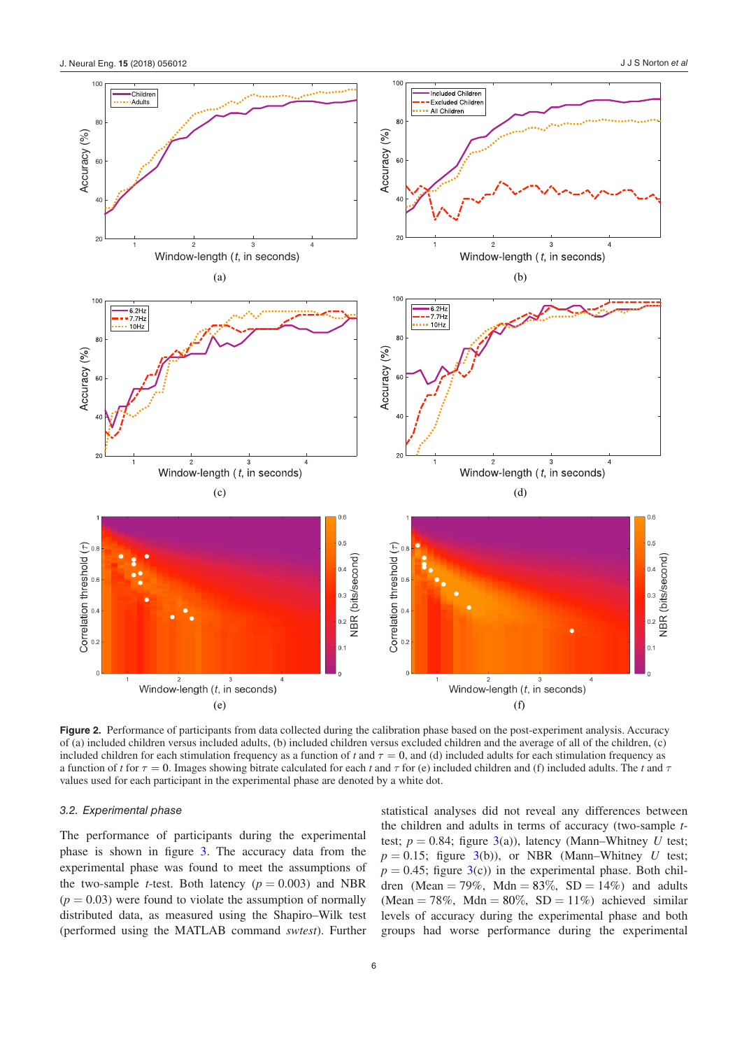**Figure 2.** Performance of participants from data collected during the calibration phase based on the post-experiment analysis. Accuracy of (a) included children versus included adults, (b) included children versus excluded children and the average of all of the children, (c) included children for each stimulation frequency as a function of $t$ and $\tau = 0$, and (d) included adults for each stimulation frequency as a function of $t$ for $\tau = 0$. Images showing bitrate calculated for each $t$ and $\tau$ for (e) included children and (f) included adults. The $t$ and $\tau$ values used for each participant in the experimental phase are denoted by a white dot.

### 3.2. Experimental phase

The performance of participants during the experimental phase is shown in figure 3. The accuracy data from the experimental phase was found to meet the assumptions of the two-sample $t$-test. Both latency ($p = 0.003$) and NBR ($p = 0.03$) were found to violate the assumption of normally distributed data, as measured using the Shapiro–Wilk test (performed using the MATLAB command *swtest*). Further statistical analyses did not reveal any differences between the children and adults in terms of accuracy (two-sample $t$-test; $p = 0.84$; figure 3(a)), latency (Mann–Whitney $U$ test; $p = 0.15$; figure 3(b)), or NBR (Mann–Whitney $U$ test; $p = 0.45$; figure 3(c)) in the experimental phase. Both children (Mean = 79%, Mdn = 83%, SD = 14%) and adults (Mean = 78%, Mdn = 80%, SD = 11%) achieved similar levels of accuracy during the experimental phase and both groups had worse performance during the experimental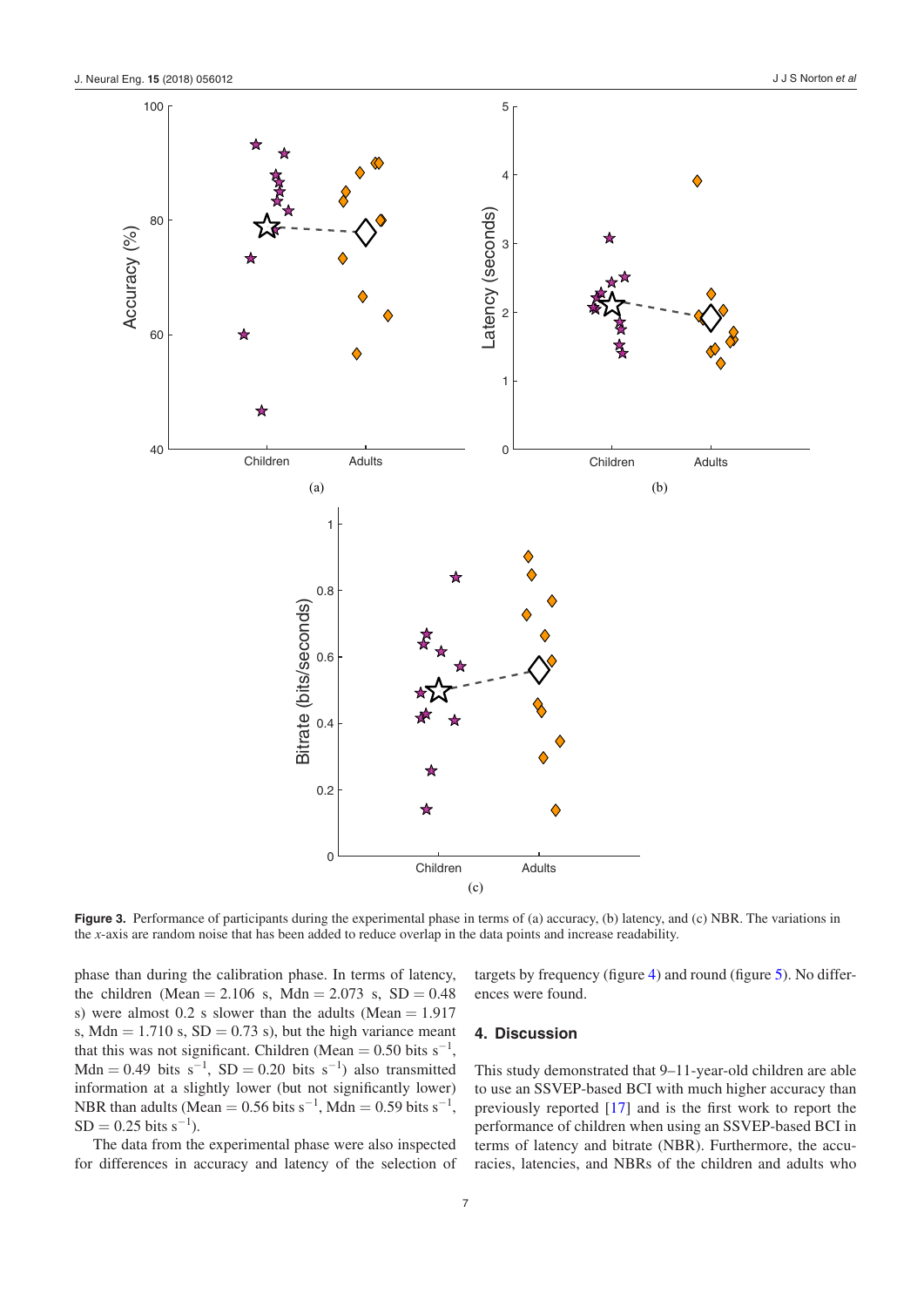**Figure 3.** Performance of participants during the experimental phase in terms of (a) accuracy, (b) latency, and (c) NBR. The variations in the *x*-axis are random noise that has been added to reduce overlap in the data points and increase readability.

phase than during the calibration phase. In terms of latency, the children (Mean = 2.106 s, Mdn = 2.073 s, SD = 0.48 s) were almost 0.2 s slower than the adults (Mean = 1.917 s, Mdn = 1.710 s, SD = 0.73 s), but the high variance meant that this was not significant. Children (Mean = 0.50 bits $s^{-1}$, Mdn = 0.49 bits $s^{-1}$, SD = 0.20 bits $s^{-1}$) also transmitted information at a slightly lower (but not significantly lower) NBR than adults (Mean = 0.56 bits $s^{-1}$, Mdn = 0.59 bits $s^{-1}$, SD = 0.25 bits $s^{-1}$).

The data from the experimental phase were also inspected for differences in accuracy and latency of the selection of targets by frequency (figure 4) and round (figure 5). No differences were found.

## 4. Discussion

This study demonstrated that 9–11-year-old children are able to use an SSVEP-based BCI with much higher accuracy than previously reported [17] and is the first work to report the performance of children when using an SSVEP-based BCI in terms of latency and bitrate (NBR). Furthermore, the accuracies, latencies, and NBRs of the children and adults who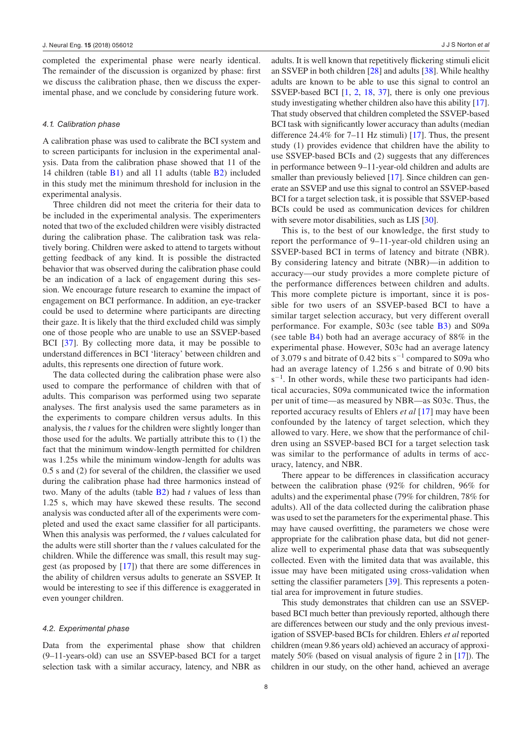completed the experimental phase were nearly identical. The remainder of the discussion is organized by phase: first we discuss the calibration phase, then we discuss the experimental phase, and we conclude by considering future work.

### 4.1. Calibration phase

A calibration phase was used to calibrate the BCI system and to screen participants for inclusion in the experimental analysis. Data from the calibration phase showed that 11 of the 14 children (table B1) and all 11 adults (table B2) included in this study met the minimum threshold for inclusion in the experimental analysis.

Three children did not meet the criteria for their data to be included in the experimental analysis. The experimenters noted that two of the excluded children were visibly distracted during the calibration phase. The calibration task was relatively boring. Children were asked to attend to targets without getting feedback of any kind. It is possible the distracted behavior that was observed during the calibration phase could be an indication of a lack of engagement during this session. We encourage future research to examine the impact of engagement on BCI performance. In addition, an eye-tracker could be used to determine where participants are directing their gaze. It is likely that the third excluded child was simply one of those people who are unable to use an SSVEP-based BCI [37]. By collecting more data, it may be possible to understand differences in BCI 'literacy' between children and adults, this represents one direction of future work.

The data collected during the calibration phase were also used to compare the performance of children with that of adults. This comparison was performed using two separate analyses. The first analysis used the same parameters as in the experiments to compare children versus adults. In this analysis, the $t$ values for the children were slightly longer than those used for the adults. We partially attribute this to (1) the fact that the minimum window-length permitted for children was 1.25s while the minimum window-length for adults was 0.5 s and (2) for several of the children, the classifier we used during the calibration phase had three harmonics instead of two. Many of the adults (table B2) had $t$ values of less than 1.25 s, which may have skewed these results. The second analysis was conducted after all of the experiments were completed and used the exact same classifier for all participants. When this analysis was performed, the $t$ values calculated for the adults were still shorter than the $t$ values calculated for the children. While the difference was small, this result may suggest (as proposed by [17]) that there are some differences in the ability of children versus adults to generate an SSVEP. It would be interesting to see if this difference is exaggerated in even younger children.

### 4.2. Experimental phase

Data from the experimental phase show that children (9–11-years-old) can use an SSVEP-based BCI for a target selection task with a similar accuracy, latency, and NBR as adults. It is well known that repetitively flickering stimuli elicit an SSVEP in both children [28] and adults [38]. While healthy adults are known to be able to use this signal to control an SSVEP-based BCI [1, 2, 18, 37], there is only one previous study investigating whether children also have this ability [17]. That study observed that children completed the SSVEP-based BCI task with significantly lower accuracy than adults (median difference 24.4% for 7–11 Hz stimuli) [17]. Thus, the present study (1) provides evidence that children have the ability to use SSVEP-based BCIs and (2) suggests that any differences in performance between 9–11-year-old children and adults are smaller than previously believed [17]. Since children can generate an SSVEP and use this signal to control an SSVEP-based BCI for a target selection task, it is possible that SSVEP-based BCIs could be used as communication devices for children with severe motor disabilities, such as LIS [30].

This is, to the best of our knowledge, the first study to report the performance of 9–11-year-old children using an SSVEP-based BCI in terms of latency and bitrate (NBR). By considering latency and bitrate (NBR)—in addition to accuracy—our study provides a more complete picture of the performance differences between children and adults. This more complete picture is important, since it is possible for two users of an SSVEP-based BCI to have a similar target selection accuracy, but very different overall performance. For example, S03c (see table B3) and S09a (see table B4) both had an average accuracy of 88% in the experimental phase. However, S03c had an average latency of 3.079 s and bitrate of 0.42 bits $s^{-1}$ compared to S09a who had an average latency of 1.256 s and bitrate of 0.90 bits $s^{-1}$. In other words, while these two participants had identical accuracies, S09a communicated twice the information per unit of time—as measured by NBR—as S03c. Thus, the reported accuracy results of Ehlers *et al* [17] may have been confounded by the latency of target selection, which they allowed to vary. Here, we show that the performance of children using an SSVEP-based BCI for a target selection task was similar to the performance of adults in terms of accuracy, latency, and NBR.

There appear to be differences in classification accuracy between the calibration phase (92% for children, 96% for adults) and the experimental phase (79% for children, 78% for adults). All of the data collected during the calibration phase was used to set the parameters for the experimental phase. This may have caused overfitting, the parameters we chose were appropriate for the calibration phase data, but did not generalize well to experimental phase data that was subsequently collected. Even with the limited data that was available, this issue may have been mitigated using cross-validation when setting the classifier parameters [39]. This represents a potential area for improvement in future studies.

This study demonstrates that children can use an SSVEP-based BCI much better than previously reported, although there are differences between our study and the only previous investigation of SSVEP-based BCIs for children. Ehlers *et al* reported children (mean 9.86 years old) achieved an accuracy of approximately 50% (based on visual analysis of figure 2 in [17]). The children in our study, on the other hand, achieved an average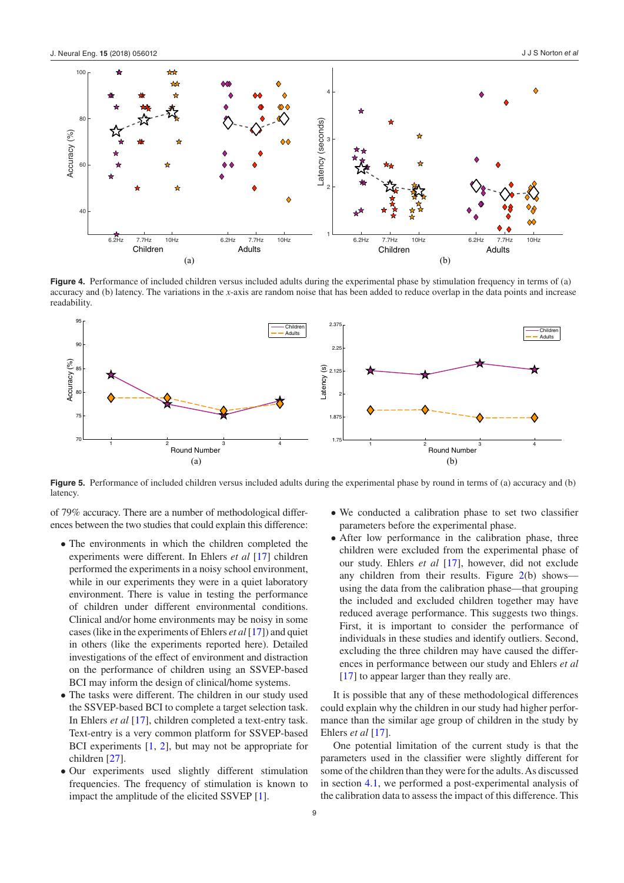**Figure 4.** Performance of included children versus included adults during the experimental phase by stimulation frequency in terms of (a) accuracy and (b) latency. The variations in the *x*-axis are random noise that has been added to reduce overlap in the data points and increase readability.

**Figure 5.** Performance of included children versus included adults during the experimental phase by round in terms of (a) accuracy and (b) latency.

of 79% accuracy. There are a number of methodological differences between the two studies that could explain this difference:

- The environments in which the children completed the experiments were different. In Ehlers *et al* [17] children performed the experiments in a noisy school environment, while in our experiments they were in a quiet laboratory environment. There is value in testing the performance of children under different environmental conditions. Clinical and/or home environments may be noisy in some cases (like in the experiments of Ehlers *et al* [17]) and quiet in others (like the experiments reported here). Detailed investigations of the effect of environment and distraction on the performance of children using an SSVEP-based BCI may inform the design of clinical/home systems.
- The tasks were different. The children in our study used the SSVEP-based BCI to complete a target selection task. In Ehlers *et al* [17], children completed a text-entry task. Text-entry is a very common platform for SSVEP-based BCI experiments [1, 2], but may not be appropriate for children [27].
- Our experiments used slightly different stimulation frequencies. The frequency of stimulation is known to impact the amplitude of the elicited SSVEP [1].
- We conducted a calibration phase to set two classifier parameters before the experimental phase.
- After low performance in the calibration phase, three children were excluded from the experimental phase of our study. Ehlers *et al* [17], however, did not exclude any children from their results. Figure 2(b) shows—using the data from the calibration phase—that grouping the included and excluded children together may have reduced average performance. This suggests two things. First, it is important to consider the performance of individuals in these studies and identify outliers. Second, excluding the three children may have caused the differences in performance between our study and Ehlers *et al* [17] to appear larger than they really are.

It is possible that any of these methodological differences could explain why the children in our study had higher performance than the similar age group of children in the study by Ehlers *et al* [17].

One potential limitation of the current study is that the parameters used in the classifier were slightly different for some of the children than they were for the adults. As discussed in section 4.1, we performed a post-experimental analysis of the calibration data to assess the impact of this difference. This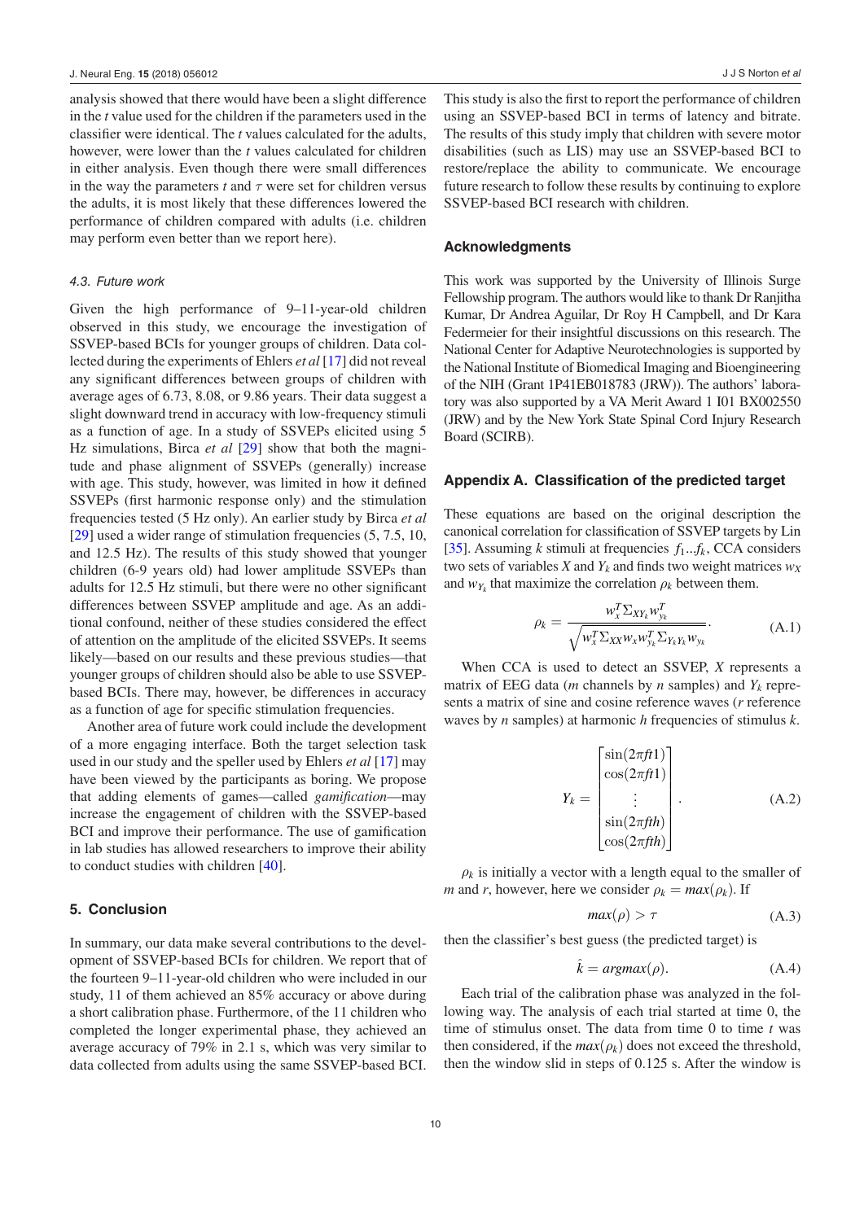analysis showed that there would have been a slight difference in the $t$ value used for the children if the parameters used in the classifier were identical. The $t$ values calculated for the adults, however, were lower than the $t$ values calculated for children in either analysis. Even though there were small differences in the way the parameters $t$ and $\tau$ were set for children versus the adults, it is most likely that these differences lowered the performance of children compared with adults (i.e. children may perform even better than we report here).

### 4.3. Future work

Given the high performance of 9–11-year-old children observed in this study, we encourage the investigation of SSVEP-based BCIs for younger groups of children. Data collected during the experiments of Ehlers *et al* [17] did not reveal any significant differences between groups of children with average ages of 6.73, 8.08, or 9.86 years. Their data suggest a slight downward trend in accuracy with low-frequency stimuli as a function of age. In a study of SSVEPs elicited using 5 Hz simulations, Birca *et al* [29] show that both the magnitude and phase alignment of SSVEPs (generally) increase with age. This study, however, was limited in how it defined SSVEPs (first harmonic response only) and the stimulation frequencies tested (5 Hz only). An earlier study by Birca *et al* [29] used a wider range of stimulation frequencies (5, 7.5, 10, and 12.5 Hz). The results of this study showed that younger children (6-9 years old) had lower amplitude SSVEPs than adults for 12.5 Hz stimuli, but there were no other significant differences between SSVEP amplitude and age. As an additional confound, neither of these studies considered the effect of attention on the amplitude of the elicited SSVEPs. It seems likely—based on our results and these previous studies—that younger groups of children should also be able to use SSVEP-based BCIs. There may, however, be differences in accuracy as a function of age for specific stimulation frequencies.

Another area of future work could include the development of a more engaging interface. Both the target selection task used in our study and the speller used by Ehlers *et al* [17] may have been viewed by the participants as boring. We propose that adding elements of games—called *gamification*—may increase the engagement of children with the SSVEP-based BCI and improve their performance. The use of gamification in lab studies has allowed researchers to improve their ability to conduct studies with children [40].

## 5. Conclusion

In summary, our data make several contributions to the development of SSVEP-based BCIs for children. We report that of the fourteen 9–11-year-old children who were included in our study, 11 of them achieved an 85% accuracy or above during a short calibration phase. Furthermore, of the 11 children who completed the longer experimental phase, they achieved an average accuracy of 79% in 2.1 s, which was very similar to data collected from adults using the same SSVEP-based BCI. This study is also the first to report the performance of children using an SSVEP-based BCI in terms of latency and bitrate. The results of this study imply that children with severe motor disabilities (such as LIS) may use an SSVEP-based BCI to restore/replace the ability to communicate. We encourage future research to follow these results by continuing to explore SSVEP-based BCI research with children.

## Acknowledgments

This work was supported by the University of Illinois Surge Fellowship program. The authors would like to thank Dr Ranjitha Kumar, Dr Andrea Aguilar, Dr Roy H Campbell, and Dr Kara Federmeier for their insightful discussions on this research. The National Center for Adaptive Neurotechnologies is supported by the National Institute of Biomedical Imaging and Bioengineering of the NIH (Grant 1P41EB018783 (JRW)). The authors' laboratory was also supported by a VA Merit Award 1 I01 BX002550 (JRW) and by the New York State Spinal Cord Injury Research Board (SCIRB).

## Appendix A. Classification of the predicted target

These equations are based on the original description the canonical correlation for classification of SSVEP targets by Lin [35]. Assuming $k$ stimuli at frequencies $f_1...f_k$, CCA considers two sets of variables $X$ and $Y_k$ and finds two weight matrices $w_X$ and $w_{Y_k}$ that maximize the correlation $\rho_k$ between them.

$$\rho_k = \frac{w_x^T \Sigma_{XY_k} w_{y_k}^T}{\sqrt{w_x^T \Sigma_{XX} w_x w_{y_k}^T \Sigma_{Y_k Y_k} w_{y_k}}}. \tag{A.1}$$

When CCA is used to detect an SSVEP, $X$ represents a matrix of EEG data ($m$ channels by $n$ samples) and $Y_k$ represents a matrix of sine and cosine reference waves ($r$ reference waves by $n$ samples) at harmonic $h$ frequencies of stimulus $k$.

$$Y_k = \begin{bmatrix} \sin(2\pi ft1) \\ \cos(2\pi ft1) \\ \vdots \\ \sin(2\pi fth) \\ \cos(2\pi fth) \end{bmatrix}. \tag{A.2}$$

$\rho_k$ is initially a vector with a length equal to the smaller of $m$ and $r$, however, here we consider $\rho_k = max(\rho_k)$. If

$$max(\rho) > \tau \tag{A.3}$$

then the classifier's best guess (the predicted target) is

$$\hat{k} = argmax(\rho). \tag{A.4}$$

Each trial of the calibration phase was analyzed in the following way. The analysis of each trial started at time 0, the time of stimulus onset. The data from time 0 to time $t$ was then considered, if the $max(\rho_k)$ does not exceed the threshold, then the window slid in steps of 0.125 s. After the window is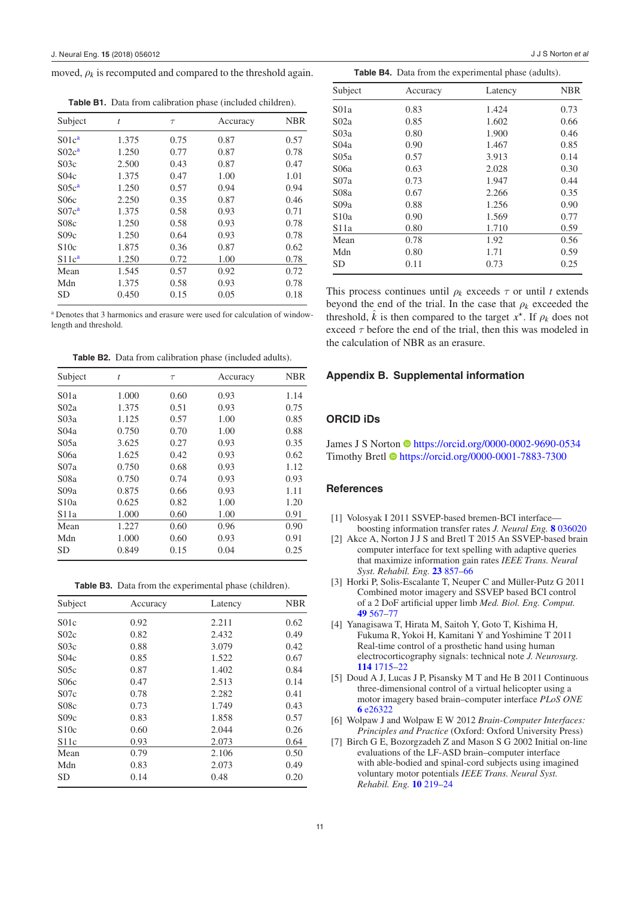moved, $\rho_k$ is recomputed and compared to the threshold again.

**Table B1.** Data from calibration phase (included children).

| Subject | $t$ | $\tau$ | Accuracy | NBR |
|---|---|---|---|---|
| S01c[a] | 1.375 | 0.75 | 0.87 | 0.57 |
| S02c[a] | 1.250 | 0.77 | 0.87 | 0.78 |
| S03c | 2.500 | 0.43 | 0.87 | 0.47 |
| S04c | 1.375 | 0.47 | 1.00 | 1.01 |
| S05c[a] | 1.250 | 0.57 | 0.94 | 0.94 |
| S06c | 2.250 | 0.35 | 0.87 | 0.46 |
| S07c[a] | 1.375 | 0.58 | 0.93 | 0.71 |
| S08c | 1.250 | 0.58 | 0.93 | 0.78 |
| S09c | 1.250 | 0.64 | 0.93 | 0.78 |
| S10c | 1.875 | 0.36 | 0.87 | 0.62 |
| S11c[a] | 1.250 | 0.72 | 1.00 | 0.78 |
| Mean | 1.545 | 0.57 | 0.92 | 0.72 |
| Mdn | 1.375 | 0.58 | 0.93 | 0.78 |
| SD | 0.450 | 0.15 | 0.05 | 0.18 |

[a] Denotes that 3 harmonics and erasure were used for calculation of window-length and threshold.

**Table B2.** Data from calibration phase (included adults).

| Subject | $t$ | $\tau$ | Accuracy | NBR |
|---|---|---|---|---|
| S01a | 1.000 | 0.60 | 0.93 | 1.14 |
| S02a | 1.375 | 0.51 | 0.93 | 0.75 |
| S03a | 1.125 | 0.57 | 1.00 | 0.85 |
| S04a | 0.750 | 0.70 | 1.00 | 0.88 |
| S05a | 3.625 | 0.27 | 0.93 | 0.35 |
| S06a | 1.625 | 0.42 | 0.93 | 0.62 |
| S07a | 0.750 | 0.68 | 0.93 | 1.12 |
| S08a | 0.750 | 0.74 | 0.93 | 0.93 |
| S09a | 0.875 | 0.66 | 0.93 | 1.11 |
| S10a | 0.625 | 0.82 | 1.00 | 1.20 |
| S11a | 1.000 | 0.60 | 1.00 | 0.91 |
| Mean | 1.227 | 0.60 | 0.96 | 0.90 |
| Mdn | 1.000 | 0.60 | 0.93 | 0.91 |
| SD | 0.849 | 0.15 | 0.04 | 0.25 |

**Table B3.** Data from the experimental phase (children).

| Subject | Accuracy | Latency | NBR |
|---|---|---|---|
| S01c | 0.92 | 2.211 | 0.62 |
| S02c | 0.82 | 2.432 | 0.49 |
| S03c | 0.88 | 3.079 | 0.42 |
| S04c | 0.85 | 1.522 | 0.67 |
| S05c | 0.87 | 1.402 | 0.84 |
| S06c | 0.47 | 2.513 | 0.14 |
| S07c | 0.78 | 2.282 | 0.41 |
| S08c | 0.73 | 1.749 | 0.43 |
| S09c | 0.83 | 1.858 | 0.57 |
| S10c | 0.60 | 2.044 | 0.26 |
| S11c | 0.93 | 2.073 | 0.64 |
| Mean | 0.79 | 2.106 | 0.50 |
| Mdn | 0.83 | 2.073 | 0.49 |
| SD | 0.14 | 0.48 | 0.20 |

**Table B4.** Data from the experimental phase (adults).

| Subject | Accuracy | Latency | NBR |
|---|---|---|---|
| S01a | 0.83 | 1.424 | 0.73 |
| S02a | 0.85 | 1.602 | 0.66 |
| S03a | 0.80 | 1.900 | 0.46 |
| S04a | 0.90 | 1.467 | 0.85 |
| S05a | 0.57 | 3.913 | 0.14 |
| S06a | 0.63 | 2.028 | 0.30 |
| S07a | 0.73 | 1.947 | 0.44 |
| S08a | 0.67 | 2.266 | 0.35 |
| S09a | 0.88 | 1.256 | 0.90 |
| S10a | 0.90 | 1.569 | 0.77 |
| S11a | 0.80 | 1.710 | 0.59 |
| Mean | 0.78 | 1.92 | 0.56 |
| Mdn | 0.80 | 1.71 | 0.59 |
| SD | 0.11 | 0.73 | 0.25 |

This process continues until $\rho_k$ exceeds $\tau$ or until $t$ extends beyond the end of the trial. In the case that $\rho_k$ exceeded the threshold, $\hat{k}$ is then compared to the target $x^{\star}$. If $\rho_k$ does not exceed $\tau$ before the end of the trial, then this was modeled in the calculation of NBR as an erasure.

## Appendix B. Supplemental information

## ORCID iDs

James J S Norton https://orcid.org/0000-0002-9690-0534
Timothy Bretl https://orcid.org/0000-0001-7883-7300

## References

[1] Volosyak I 2011 SSVEP-based bremen-BCI interface—boosting information transfer rates *J. Neural Eng.* **8** 036020

[2] Akce A, Norton J J S and Bretl T 2015 An SSVEP-based brain computer interface for text spelling with adaptive queries that maximize information gain rates *IEEE Trans. Neural Syst. Rehabil. Eng.* **23** 857–66

[3] Horki P, Solis-Escalante T, Neuper C and Müller-Putz G 2011 Combined motor imagery and SSVEP based BCI control of a 2 DoF artificial upper limb *Med. Biol. Eng. Comput.* **49** 567–77

[4] Yanagisawa T, Hirata M, Saitoh Y, Goto T, Kishima H, Fukuma R, Yokoi H, Kamitani Y and Yoshimine T 2011 Real-time control of a prosthetic hand using human electrocorticography signals: technical note *J. Neurosurg.* **114** 1715–22

[5] Doud A J, Lucas J P, Pisansky M T and He B 2011 Continuous three-dimensional control of a virtual helicopter using a motor imagery based brain–computer interface *PLoS ONE* **6** e26322

[6] Wolpaw J and Wolpaw E W 2012 *Brain-Computer Interfaces: Principles and Practice* (Oxford: Oxford University Press)

[7] Birch G E, Bozorgzadeh Z and Mason S G 2002 Initial on-line evaluations of the LF-ASD brain–computer interface with able-bodied and spinal-cord subjects using imagined voluntary motor potentials *IEEE Trans. Neural Syst. Rehabil. Eng.* **10** 219–24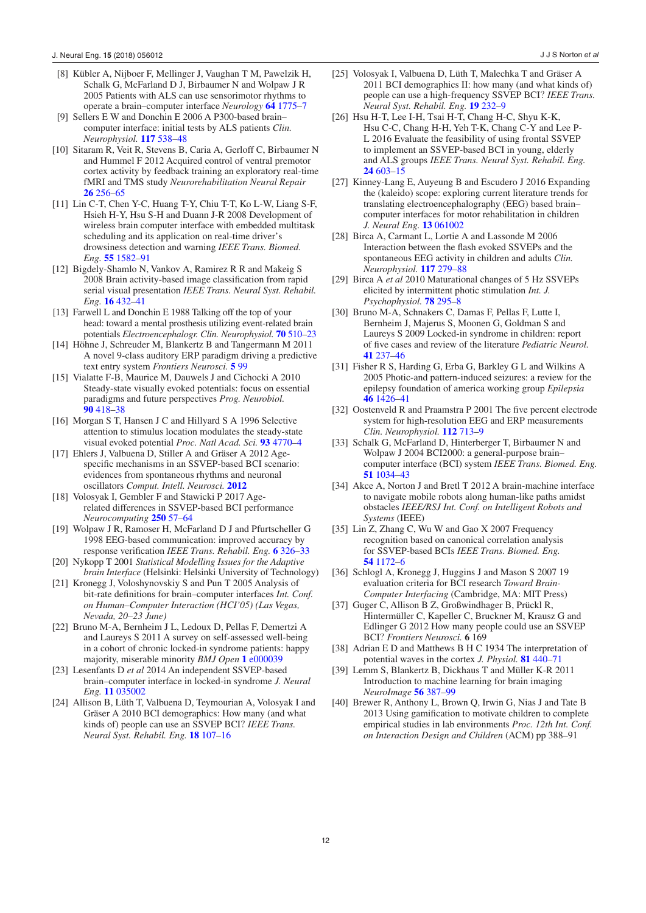[8] Kübler A, Nijboer F, Mellinger J, Vaughan T M, Pawelzik H, Schalk G, McFarland D J, Birbaumer N and Wolpaw J R 2005 Patients with ALS can use sensorimotor rhythms to operate a brain–computer interface *Neurology* **64** 1775–7

[9] Sellers E W and Donchin E 2006 A P300-based brain–computer interface: initial tests by ALS patients *Clin. Neurophysiol.* **117** 538–48

[10] Sitaram R, Veit R, Stevens B, Caria A, Gerloff C, Birbaumer N and Hummel F 2012 Acquired control of ventral premotor cortex activity by feedback training an exploratory real-time fMRI and TMS study *Neurorehabilitation Neural Repair* **26** 256–65

[11] Lin C-T, Chen Y-C, Huang T-Y, Chiu T-T, Ko L-W, Liang S-F, Hsieh H-Y, Hsu S-H and Duann J-R 2008 Development of wireless brain computer interface with embedded multitask scheduling and its application on real-time driver's drowsiness detection and warning *IEEE Trans. Biomed. Eng.* **55** 1582–91

[12] Bigdely-Shamlo N, Vankov A, Ramirez R R and Makeig S 2008 Brain activity-based image classification from rapid serial visual presentation *IEEE Trans. Neural Syst. Rehabil. Eng.* **16** 432–41

[13] Farwell L and Donchin E 1988 Talking off the top of your head: toward a mental prosthesis utilizing event-related brain potentials *Electroencephalogr. Clin. Neurophysiol.* **70** 510–23

[14] Höhne J, Schreuder M, Blankertz B and Tangermann M 2011 A novel 9-class auditory ERP paradigm driving a predictive text entry system *Frontiers Neurosci.* **5** 99

[15] Vialatte F-B, Maurice M, Dauwels J and Cichocki A 2010 Steady-state visually evoked potentials: focus on essential paradigms and future perspectives *Prog. Neurobiol.* **90** 418–38

[16] Morgan S T, Hansen J C and Hillyard S A 1996 Selective attention to stimulus location modulates the steady-state visual evoked potential *Proc. Natl Acad. Sci.* **93** 4770–4

[17] Ehlers J, Valbuena D, Stiller A and Gräser A 2012 Age-specific mechanisms in an SSVEP-based BCI scenario: evidences from spontaneous rhythms and neuronal oscillators *Comput. Intell. Neurosci.* **2012**

[18] Volosyak I, Gembler F and Stawicki P 2017 Age-related differences in SSVEP-based BCI performance *Neurocomputing* **250** 57–64

[19] Wolpaw J R, Ramoser H, McFarland D J and Pfurtscheller G 1998 EEG-based communication: improved accuracy by response verification *IEEE Trans. Rehabil. Eng.* **6** 326–33

[20] Nykopp T 2001 *Statistical Modelling Issues for the Adaptive brain Interface* (Helsinki: Helsinki University of Technology)

[21] Kronegg J, Voloshynovskiy S and Pun T 2005 Analysis of bit-rate definitions for brain–computer interfaces *Int. Conf. on Human–Computer Interaction (HCI'05) (Las Vegas, Nevada, 20–23 June)*

[22] Bruno M-A, Bernheim J L, Ledoux D, Pellas F, Demertzi A and Laureys S 2011 A survey on self-assessed well-being in a cohort of chronic locked-in syndrome patients: happy majority, miserable minority *BMJ Open* **1** e000039

[23] Lesenfants D *et al* 2014 An independent SSVEP-based brain–computer interface in locked-in syndrome *J. Neural Eng.* **11** 035002

[24] Allison B, Lüth T, Valbuena D, Teymourian A, Volosyak I and Gräser A 2010 BCI demographics: How many (and what kinds of) people can use an SSVEP BCI? *IEEE Trans. Neural Syst. Rehabil. Eng.* **18** 107–16

[25] Volosyak I, Valbuena D, Lüth T, Malechka T and Gräser A 2011 BCI demographics II: how many (and what kinds of) people can use a high-frequency SSVEP BCI? *IEEE Trans. Neural Syst. Rehabil. Eng.* **19** 232–9

[26] Hsu H-T, Lee I-H, Tsai H-T, Chang H-C, Shyu K-K, Hsu C-C, Chang H-H, Yeh T-K, Chang C-Y and Lee P-L 2016 Evaluate the feasibility of using frontal SSVEP to implement an SSVEP-based BCI in young, elderly and ALS groups *IEEE Trans. Neural Syst. Rehabil. Eng.* **24** 603–15

[27] Kinney-Lang E, Auyeung B and Escudero J 2016 Expanding the (kaleido) scope: exploring current literature trends for translating electroencephalography (EEG) based brain–computer interfaces for motor rehabilitation in children *J. Neural Eng.* **13** 061002

[28] Birca A, Carmant L, Lortie A and Lassonde M 2006 Interaction between the flash evoked SSVEPs and the spontaneous EEG activity in children and adults *Clin. Neurophysiol.* **117** 279–88

[29] Birca A *et al* 2010 Maturational changes of 5 Hz SSVEPs elicited by intermittent photic stimulation *Int. J. Psychophysiol.* **78** 295–8

[30] Bruno M-A, Schnakers C, Damas F, Pellas F, Lutte I, Bernheim J, Majerus S, Moonen G, Goldman S and Laureys S 2009 Locked-in syndrome in children: report of five cases and review of the literature *Pediatric Neurol.* **41** 237–46

[31] Fisher R S, Harding G, Erba G, Barkley G L and Wilkins A 2005 Photic-and pattern-induced seizures: a review for the epilepsy foundation of america working group *Epilepsia* **46** 1426–41

[32] Oostenveld R and Praamstra P 2001 The five percent electrode system for high-resolution EEG and ERP measurements *Clin. Neurophysiol.* **112** 713–9

[33] Schalk G, McFarland D, Hinterberger T, Birbaumer N and Wolpaw J 2004 BCI2000: a general-purpose brain–computer interface (BCI) system *IEEE Trans. Biomed. Eng.* **51** 1034–43

[34] Akce A, Norton J and Bretl T 2012 A brain-machine interface to navigate mobile robots along human-like paths amidst obstacles *IEEE/RSJ Int. Conf. on Intelligent Robots and Systems* (IEEE)

[35] Lin Z, Zhang C, Wu W and Gao X 2007 Frequency recognition based on canonical correlation analysis for SSVEP-based BCIs *IEEE Trans. Biomed. Eng.* **54** 1172–6

[36] Schlogl A, Kronegg J, Huggins J and Mason S 2007 19 evaluation criteria for BCI research *Toward Brain-Computer Interfacing* (Cambridge, MA: MIT Press)

[37] Guger C, Allison B Z, Großwindhager B, Prückl R, Hintermüller C, Kapeller C, Bruckner M, Krausz G and Edlinger G 2012 How many people could use an SSVEP BCI? *Frontiers Neurosci.* **6** 169

[38] Adrian E D and Matthews B H C 1934 The interpretation of potential waves in the cortex *J. Physiol.* **81** 440–71

[39] Lemm S, Blankertz B, Dickhaus T and Müller K-R 2011 Introduction to machine learning for brain imaging *NeuroImage* **56** 387–99

[40] Brewer R, Anthony L, Brown Q, Irwin G, Nias J and Tate B 2013 Using gamification to motivate children to complete empirical studies in lab environments *Proc. 12th Int. Conf. on Interaction Design and Children* (ACM) pp 388–91